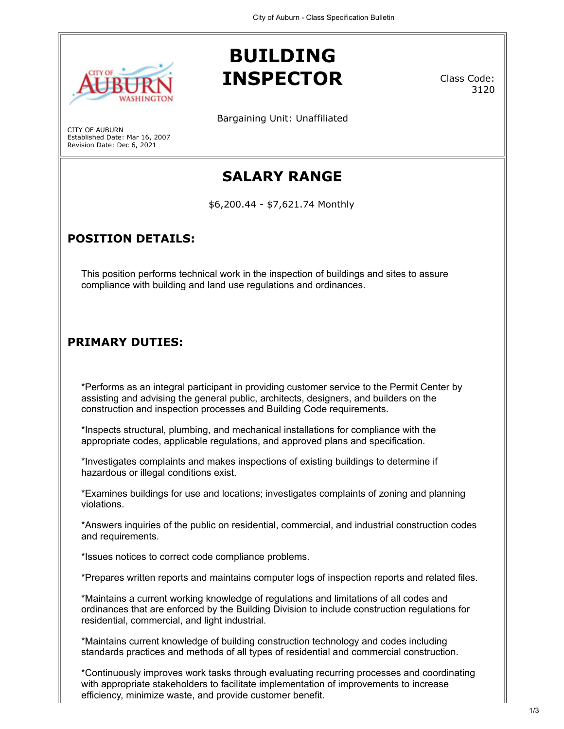# BUILDING INSPECTOR

Class Code: 3120

Bargaining Unit: Unaffiliated

CITY OF AUBURN
Established Date: Mar 16, 2007
Revision Date: Dec 6, 2021

## SALARY RANGE

$6,200.44 - $7,621.74 Monthly

## POSITION DETAILS:

This position performs technical work in the inspection of buildings and sites to assure compliance with building and land use regulations and ordinances.

## PRIMARY DUTIES:

*Performs as an integral participant in providing customer service to the Permit Center by assisting and advising the general public, architects, designers, and builders on the construction and inspection processes and Building Code requirements.

*Inspects structural, plumbing, and mechanical installations for compliance with the appropriate codes, applicable regulations, and approved plans and specification.

*Investigates complaints and makes inspections of existing buildings to determine if hazardous or illegal conditions exist.

*Examines buildings for use and locations; investigates complaints of zoning and planning violations.

*Answers inquiries of the public on residential, commercial, and industrial construction codes and requirements.

*Issues notices to correct code compliance problems.

*Prepares written reports and maintains computer logs of inspection reports and related files.

*Maintains a current working knowledge of regulations and limitations of all codes and ordinances that are enforced by the Building Division to include construction regulations for residential, commercial, and light industrial.

*Maintains current knowledge of building construction technology and codes including standards practices and methods of all types of residential and commercial construction.

*Continuously improves work tasks through evaluating recurring processes and coordinating with appropriate stakeholders to facilitate implementation of improvements to increase efficiency, minimize waste, and provide customer benefit.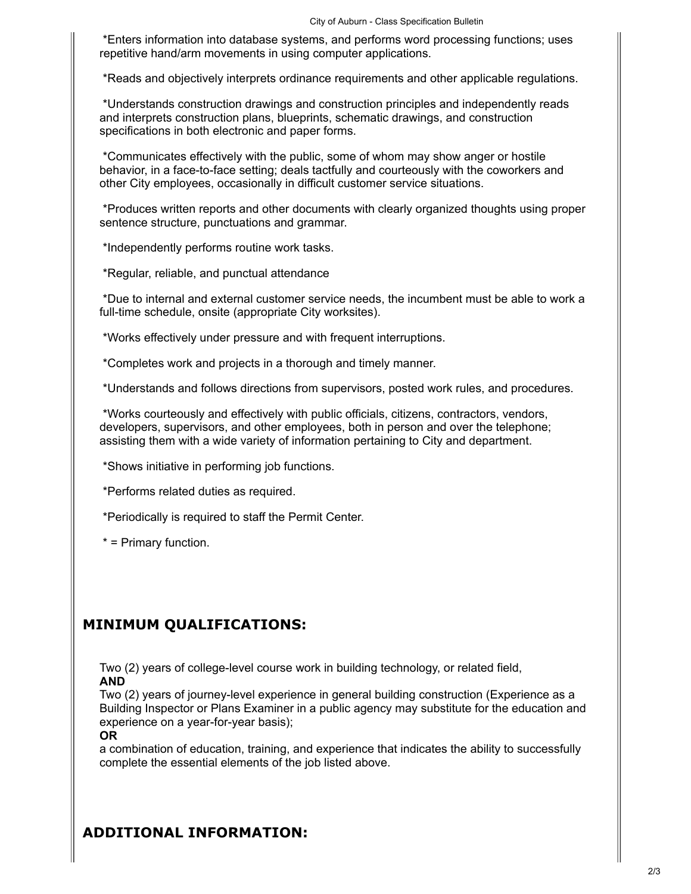*Enters information into database systems, and performs word processing functions; uses repetitive hand/arm movements in using computer applications.

*Reads and objectively interprets ordinance requirements and other applicable regulations.

*Understands construction drawings and construction principles and independently reads and interprets construction plans, blueprints, schematic drawings, and construction specifications in both electronic and paper forms.

*Communicates effectively with the public, some of whom may show anger or hostile behavior, in a face-to-face setting; deals tactfully and courteously with the coworkers and other City employees, occasionally in difficult customer service situations.

*Produces written reports and other documents with clearly organized thoughts using proper sentence structure, punctuations and grammar.

*Independently performs routine work tasks.

*Regular, reliable, and punctual attendance

*Due to internal and external customer service needs, the incumbent must be able to work a full-time schedule, onsite (appropriate City worksites).

*Works effectively under pressure and with frequent interruptions.

*Completes work and projects in a thorough and timely manner.

*Understands and follows directions from supervisors, posted work rules, and procedures.

*Works courteously and effectively with public officials, citizens, contractors, vendors, developers, supervisors, and other employees, both in person and over the telephone; assisting them with a wide variety of information pertaining to City and department.

*Shows initiative in performing job functions.

*Performs related duties as required.

*Periodically is required to staff the Permit Center.

* = Primary function.

## MINIMUM QUALIFICATIONS:

Two (2) years of college-level course work in building technology, or related field,
**AND**
Two (2) years of journey-level experience in general building construction (Experience as a Building Inspector or Plans Examiner in a public agency may substitute for the education and experience on a year-for-year basis);
**OR**
a combination of education, training, and experience that indicates the ability to successfully complete the essential elements of the job listed above.

## ADDITIONAL INFORMATION: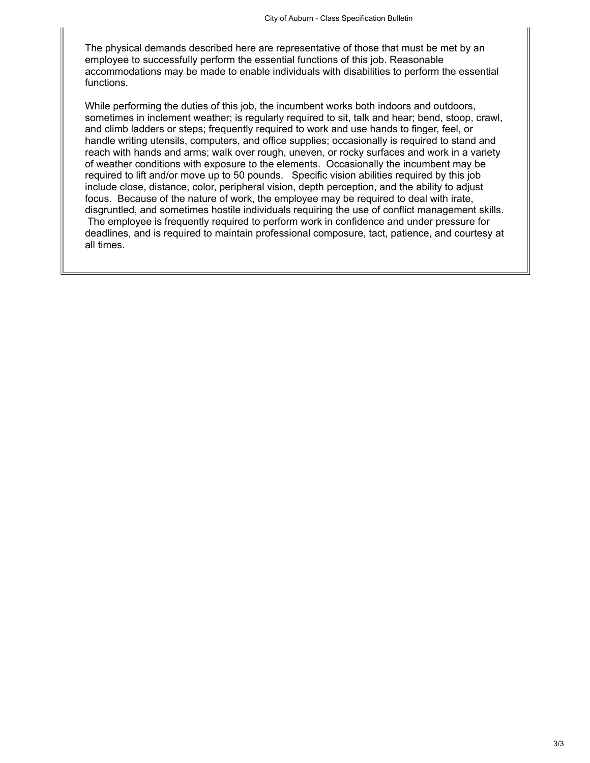The physical demands described here are representative of those that must be met by an employee to successfully perform the essential functions of this job. Reasonable accommodations may be made to enable individuals with disabilities to perform the essential functions.

While performing the duties of this job, the incumbent works both indoors and outdoors, sometimes in inclement weather; is regularly required to sit, talk and hear; bend, stoop, crawl, and climb ladders or steps; frequently required to work and use hands to finger, feel, or handle writing utensils, computers, and office supplies; occasionally is required to stand and reach with hands and arms; walk over rough, uneven, or rocky surfaces and work in a variety of weather conditions with exposure to the elements. Occasionally the incumbent may be required to lift and/or move up to 50 pounds. Specific vision abilities required by this job include close, distance, color, peripheral vision, depth perception, and the ability to adjust focus. Because of the nature of work, the employee may be required to deal with irate, disgruntled, and sometimes hostile individuals requiring the use of conflict management skills. The employee is frequently required to perform work in confidence and under pressure for deadlines, and is required to maintain professional composure, tact, patience, and courtesy at all times.